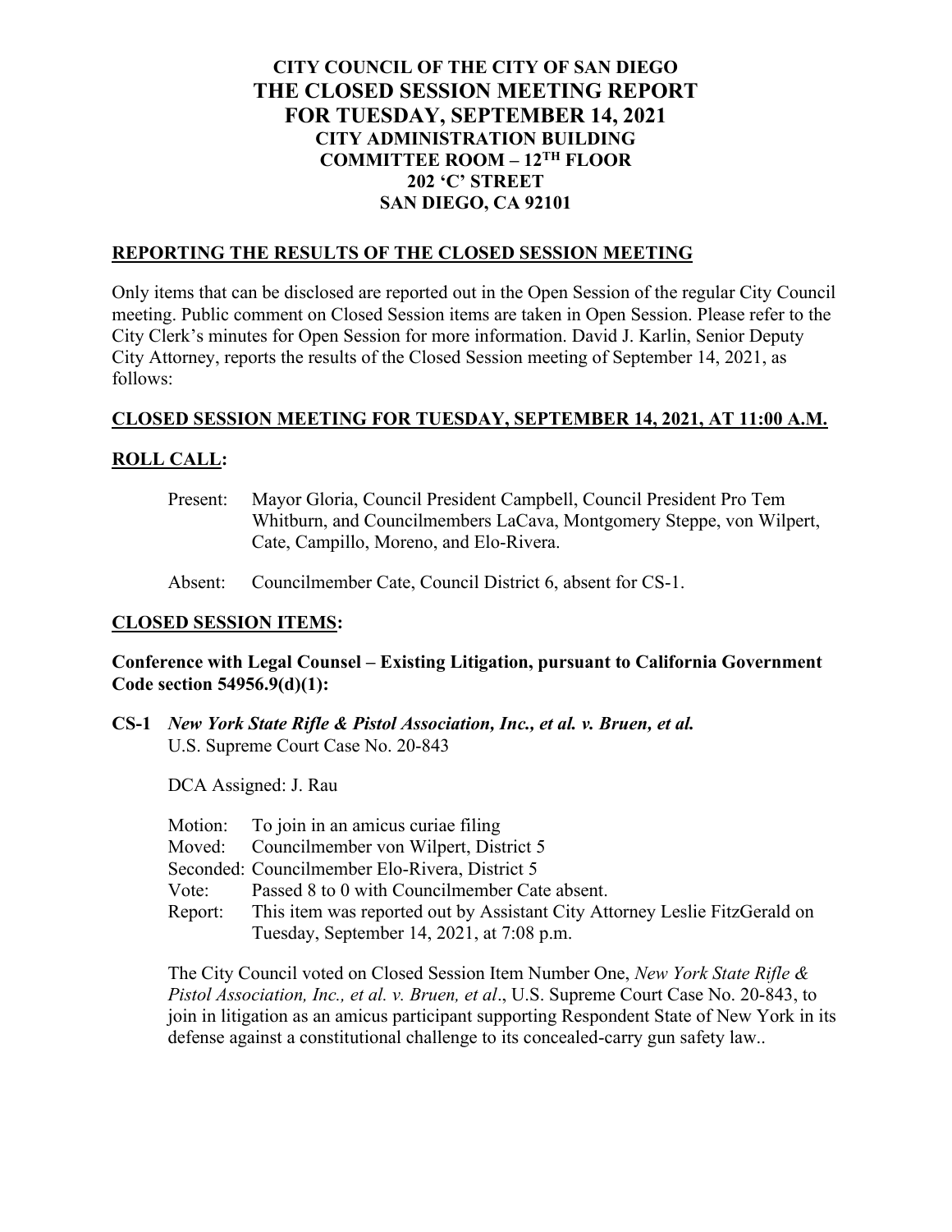# CITY COUNCIL OF THE CITY OF SAN DIEGO
# THE CLOSED SESSION MEETING REPORT
# FOR TUESDAY, SEPTEMBER 14, 2021

**CITY ADMINISTRATION BUILDING**
**COMMITTEE ROOM – 12TH FLOOR**
**202 'C' STREET**
**SAN DIEGO, CA 92101**

## REPORTING THE RESULTS OF THE CLOSED SESSION MEETING

Only items that can be disclosed are reported out in the Open Session of the regular City Council meeting. Public comment on Closed Session items are taken in Open Session. Please refer to the City Clerk's minutes for Open Session for more information. David J. Karlin, Senior Deputy City Attorney, reports the results of the Closed Session meeting of September 14, 2021, as follows:

## CLOSED SESSION MEETING FOR TUESDAY, SEPTEMBER 14, 2021, AT 11:00 A.M.

## ROLL CALL:

Present: Mayor Gloria, Council President Campbell, Council President Pro Tem Whitburn, and Councilmembers LaCava, Montgomery Steppe, von Wilpert, Cate, Campillo, Moreno, and Elo-Rivera.

Absent: Councilmember Cate, Council District 6, absent for CS-1.

## CLOSED SESSION ITEMS:

**Conference with Legal Counsel – Existing Litigation, pursuant to California Government Code section 54956.9(d)(1):**

**CS-1** ***New York State Rifle & Pistol Association, Inc., et al. v. Bruen, et al.***
U.S. Supreme Court Case No. 20-843

DCA Assigned: J. Rau

Motion: To join in an amicus curiae filing
Moved: Councilmember von Wilpert, District 5
Seconded: Councilmember Elo-Rivera, District 5
Vote: Passed 8 to 0 with Councilmember Cate absent.
Report: This item was reported out by Assistant City Attorney Leslie FitzGerald on Tuesday, September 14, 2021, at 7:08 p.m.

The City Council voted on Closed Session Item Number One, *New York State Rifle & Pistol Association, Inc., et al. v. Bruen, et al*., U.S. Supreme Court Case No. 20-843, to join in litigation as an amicus participant supporting Respondent State of New York in its defense against a constitutional challenge to its concealed-carry gun safety law..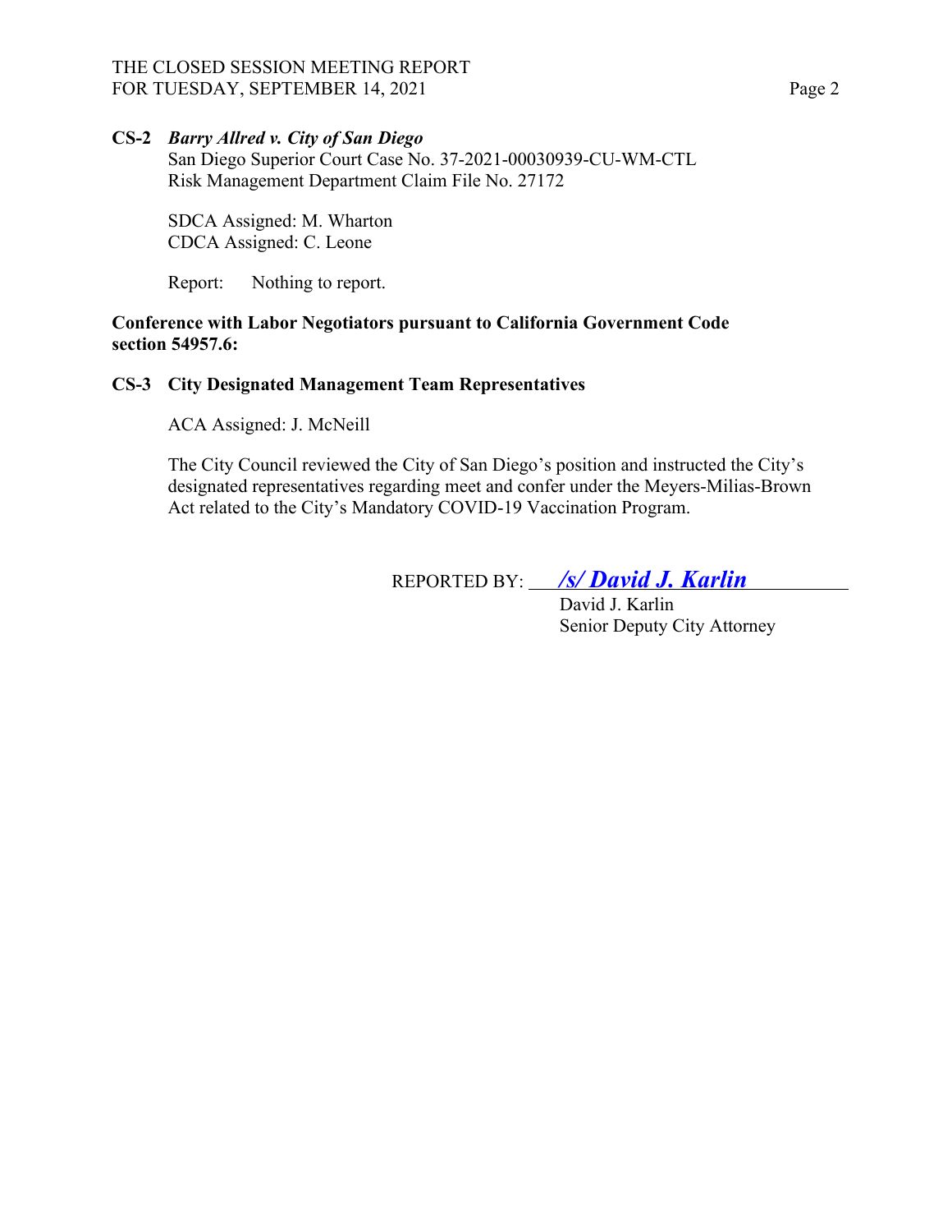**CS-2** ***Barry Allred v. City of San Diego***
San Diego Superior Court Case No. 37-2021-00030939-CU-WM-CTL
Risk Management Department Claim File No. 27172

SDCA Assigned: M. Wharton
CDCA Assigned: C. Leone

Report: Nothing to report.

**Conference with Labor Negotiators pursuant to California Government Code section 54957.6:**

**CS-3 City Designated Management Team Representatives**

ACA Assigned: J. McNeill

The City Council reviewed the City of San Diego's position and instructed the City's designated representatives regarding meet and confer under the Meyers-Milias-Brown Act related to the City's Mandatory COVID-19 Vaccination Program.

REPORTED BY: ***/s/ David J. Karlin***
David J. Karlin
Senior Deputy City Attorney